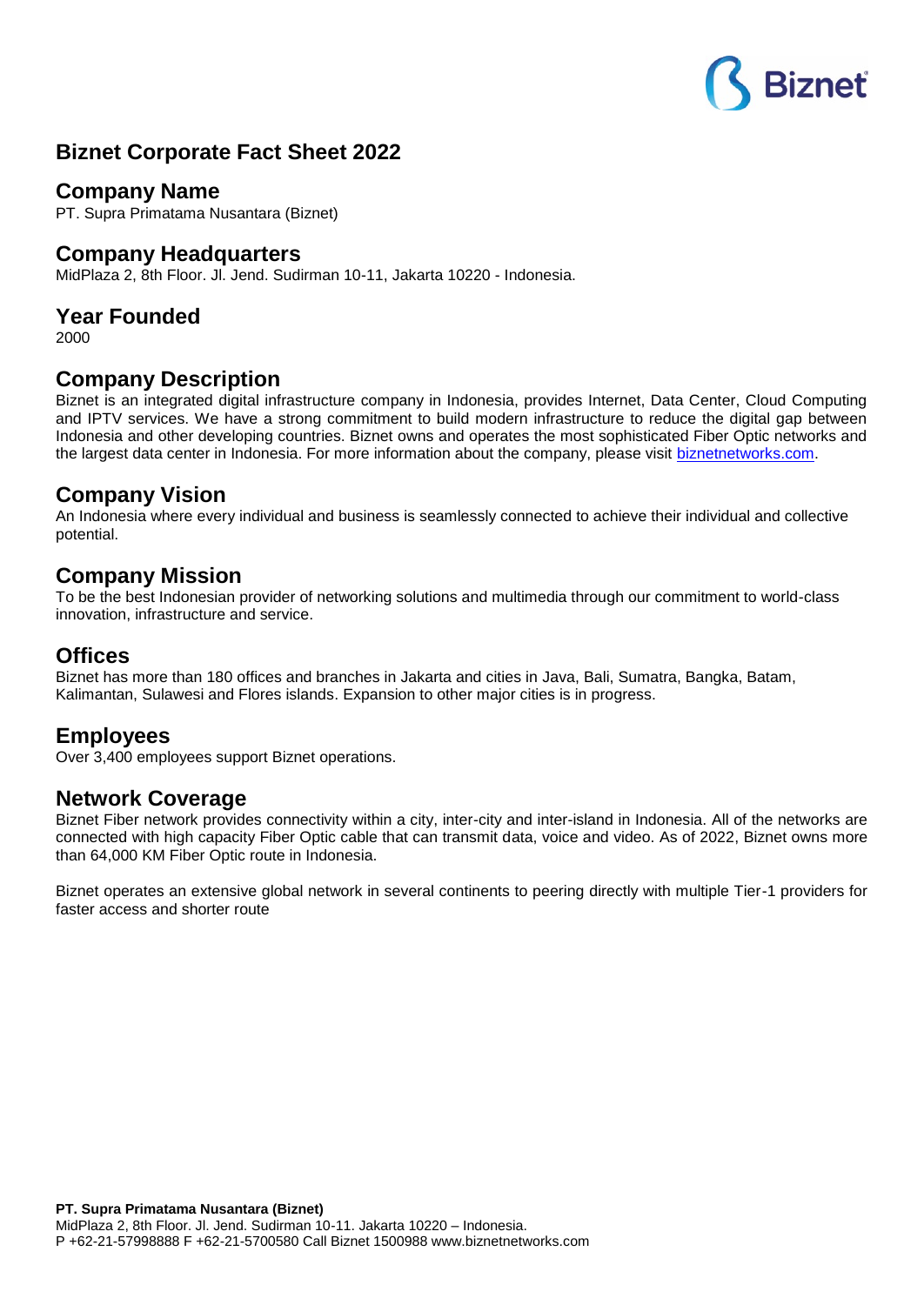# Biznet Corporate Fact Sheet 2022

## Company Name

PT. Supra Primatama Nusantara (Biznet)

## Company Headquarters

MidPlaza 2, 8th Floor. Jl. Jend. Sudirman 10-11, Jakarta 10220 - Indonesia.

## Year Founded

2000

## Company Description

Biznet is an integrated digital infrastructure company in Indonesia, provides Internet, Data Center, Cloud Computing and IPTV services. We have a strong commitment to build modern infrastructure to reduce the digital gap between Indonesia and other developing countries. Biznet owns and operates the most sophisticated Fiber Optic networks and the largest data center in Indonesia. For more information about the company, please visit [biznetnetworks.com](biznetnetworks.com).

## Company Vision

An Indonesia where every individual and business is seamlessly connected to achieve their individual and collective potential.

## Company Mission

To be the best Indonesian provider of networking solutions and multimedia through our commitment to world-class innovation, infrastructure and service.

## Offices

Biznet has more than 180 offices and branches in Jakarta and cities in Java, Bali, Sumatra, Bangka, Batam, Kalimantan, Sulawesi and Flores islands. Expansion to other major cities is in progress.

## Employees

Over 3,400 employees support Biznet operations.

## Network Coverage

Biznet Fiber network provides connectivity within a city, inter-city and inter-island in Indonesia. All of the networks are connected with high capacity Fiber Optic cable that can transmit data, voice and video. As of 2022, Biznet owns more than 64,000 KM Fiber Optic route in Indonesia.

Biznet operates an extensive global network in several continents to peering directly with multiple Tier-1 providers for faster access and shorter route

**PT. Supra Primatama Nusantara (Biznet)**
MidPlaza 2, 8th Floor. Jl. Jend. Sudirman 10-11. Jakarta 10220 – Indonesia.
P +62-21-57998888 F +62-21-5700580 Call Biznet 1500988 www.biznetnetworks.com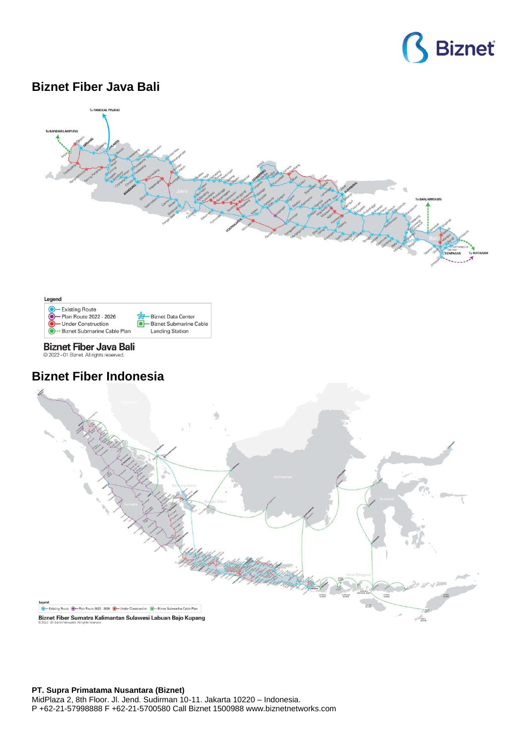## Biznet Fiber Java Bali

Legend

- Existing Route
- Plan Route 2022 - 2026
- Under Construction
- Biznet Submarine Cable Plan
- Biznet Data Center
- Biznet Submarine Cable Landing Station

**Biznet Fiber Java Bali**
© 2022 - 01 Biznet. All rights reserved.

## Biznet Fiber Indonesia

Legend: Existing Route, Plan Route 2022 - 2026, Under Construction, Biznet Submarine Cable Plan

**Biznet Fiber Sumatra Kalimantan Sulawesi Labuan Bajo Kupang**
© 2022 - 01 Biznet Networks. All rights reserved.

**PT. Supra Primatama Nusantara (Biznet)**
MidPlaza 2, 8th Floor. Jl. Jend. Sudirman 10-11. Jakarta 10220 – Indonesia.
P +62-21-57998888 F +62-21-5700580 Call Biznet 1500988 www.biznetnetworks.com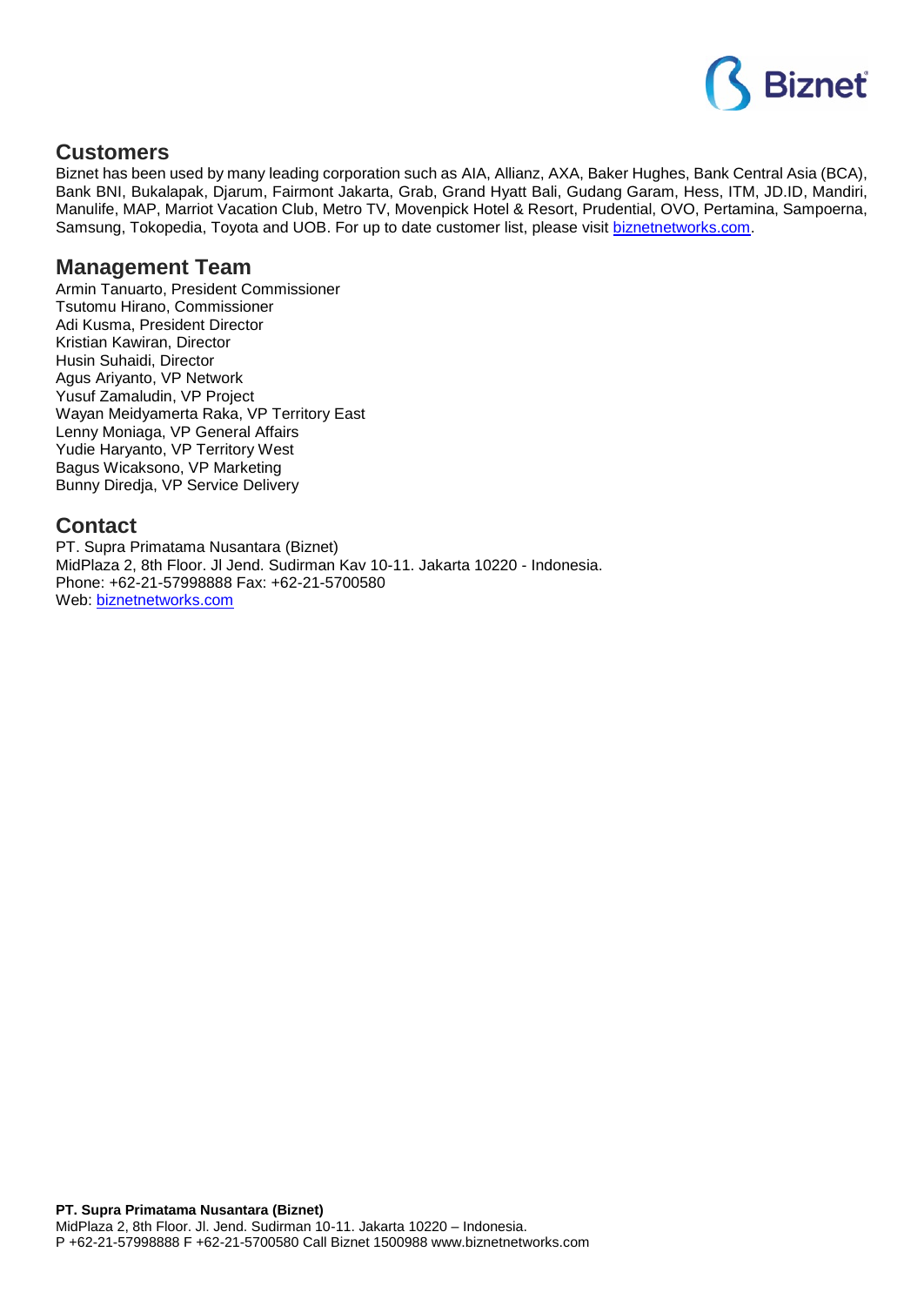## Customers

Biznet has been used by many leading corporation such as AIA, Allianz, AXA, Baker Hughes, Bank Central Asia (BCA), Bank BNI, Bukalapak, Djarum, Fairmont Jakarta, Grab, Grand Hyatt Bali, Gudang Garam, Hess, ITM, JD.ID, Mandiri, Manulife, MAP, Marriot Vacation Club, Metro TV, Movenpick Hotel & Resort, Prudential, OVO, Pertamina, Sampoerna, Samsung, Tokopedia, Toyota and UOB. For up to date customer list, please visit [biznetnetworks.com](http://biznetnetworks.com).

## Management Team

Armin Tanuarto, President Commissioner
Tsutomu Hirano, Commissioner
Adi Kusma, President Director
Kristian Kawiran, Director
Husin Suhaidi, Director
Agus Ariyanto, VP Network
Yusuf Zamaludin, VP Project
Wayan Meidyamerta Raka, VP Territory East
Lenny Moniaga, VP General Affairs
Yudie Haryanto, VP Territory West
Bagus Wicaksono, VP Marketing
Bunny Diredja, VP Service Delivery

## Contact

PT. Supra Primatama Nusantara (Biznet)
MidPlaza 2, 8th Floor. Jl Jend. Sudirman Kav 10-11. Jakarta 10220 - Indonesia.
Phone: +62-21-57998888 Fax: +62-21-5700580
Web: [biznetnetworks.com](http://biznetnetworks.com)